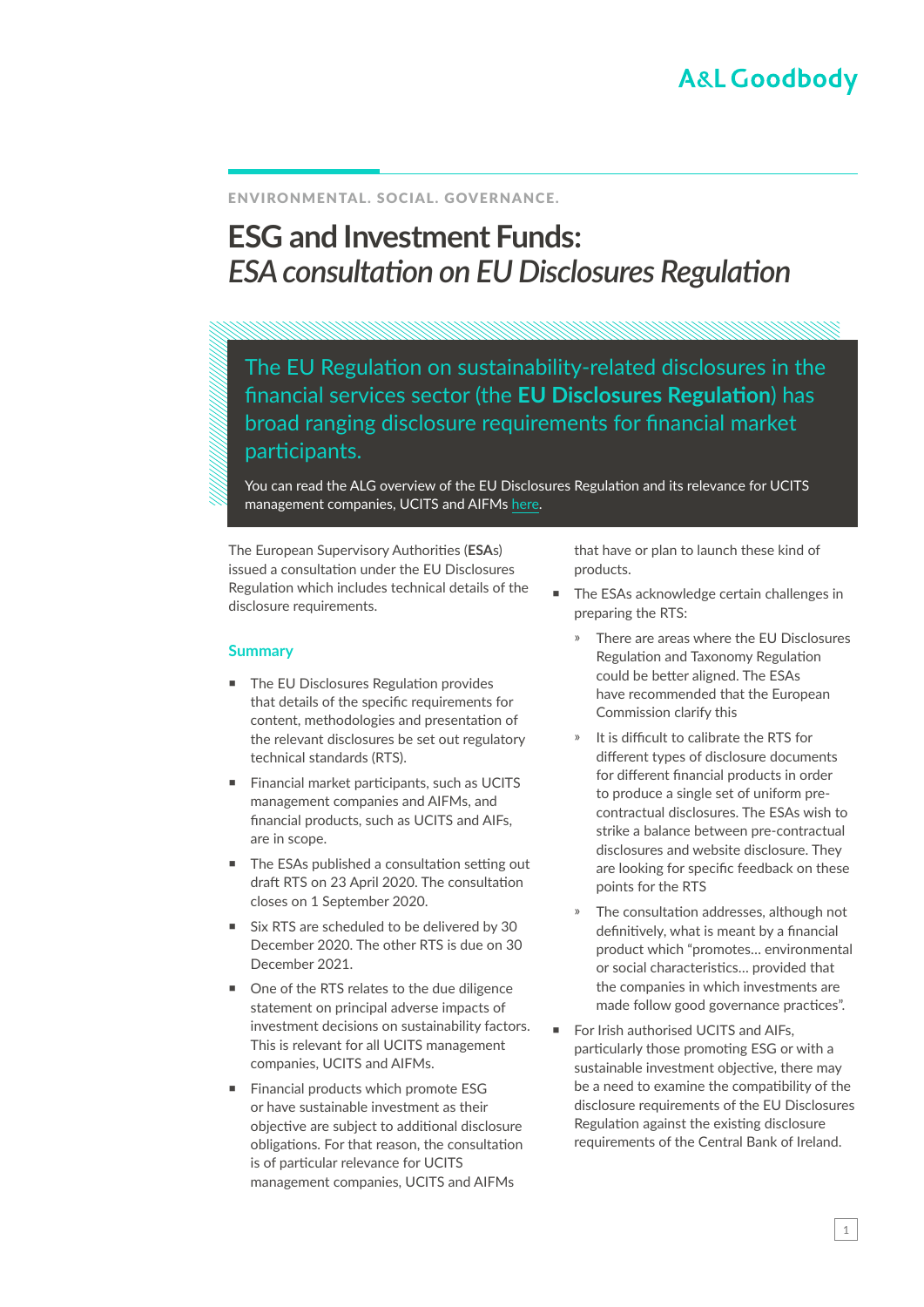ENVIRONMENTAL. SOCIAL. GOVERNANCE.

# ESG and Investment Funds: *ESA consultation on EU Disclosures Regulation*

The EU Regulation on sustainability-related disclosures in the financial services sector (the **EU Disclosures Regulation**) has broad ranging disclosure requirements for financial market participants.

You can read the ALG overview of the EU Disclosures Regulation and its relevance for UCITS management companies, UCITS and AIFMs here.

The European Supervisory Authorities (**ESAs**) issued a consultation under the EU Disclosures Regulation which includes technical details of the disclosure requirements.

## Summary

- The EU Disclosures Regulation provides that details of the specific requirements for content, methodologies and presentation of the relevant disclosures be set out regulatory technical standards (RTS).
- Financial market participants, such as UCITS management companies and AIFMs, and financial products, such as UCITS and AIFs, are in scope.
- The ESAs published a consultation setting out draft RTS on 23 April 2020. The consultation closes on 1 September 2020.
- Six RTS are scheduled to be delivered by 30 December 2020. The other RTS is due on 30 December 2021.
- One of the RTS relates to the due diligence statement on principal adverse impacts of investment decisions on sustainability factors. This is relevant for all UCITS management companies, UCITS and AIFMs.
- Financial products which promote ESG or have sustainable investment as their objective are subject to additional disclosure obligations. For that reason, the consultation is of particular relevance for UCITS management companies, UCITS and AIFMs that have or plan to launch these kind of products.
- The ESAs acknowledge certain challenges in preparing the RTS:
  - There are areas where the EU Disclosures Regulation and Taxonomy Regulation could be better aligned. The ESAs have recommended that the European Commission clarify this
  - It is difficult to calibrate the RTS for different types of disclosure documents for different financial products in order to produce a single set of uniform pre-contractual disclosures. The ESAs wish to strike a balance between pre-contractual disclosures and website disclosure. They are looking for specific feedback on these points for the RTS
  - The consultation addresses, although not definitively, what is meant by a financial product which "promotes… environmental or social characteristics… provided that the companies in which investments are made follow good governance practices".
- For Irish authorised UCITS and AIFs, particularly those promoting ESG or with a sustainable investment objective, there may be a need to examine the compatibility of the disclosure requirements of the EU Disclosures Regulation against the existing disclosure requirements of the Central Bank of Ireland.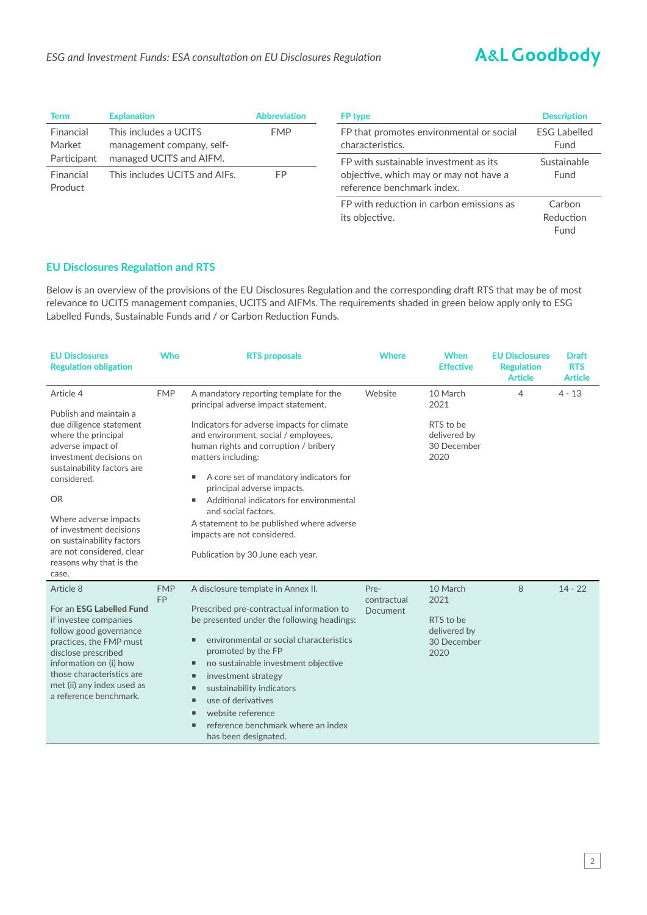| Term | Explanation | Abbreviation |
|---|---|---|
| Financial Market Participant | This includes a UCITS management company, self-managed UCITS and AIFM. | FMP |
| Financial Product | This includes UCITS and AIFs. | FP |

| FP type | Description |
|---|---|
| FP that promotes environmental or social characteristics. | ESG Labelled Fund |
| FP with sustainable investment as its objective, which may or may not have a reference benchmark index. | Sustainable Fund |
| FP with reduction in carbon emissions as its objective. | Carbon Reduction Fund |

## EU Disclosures Regulation and RTS

Below is an overview of the provisions of the EU Disclosures Regulation and the corresponding draft RTS that may be of most relevance to UCITS management companies, UCITS and AIFMs. The requirements shaded in green below apply only to ESG Labelled Funds, Sustainable Funds and / or Carbon Reduction Funds.

| EU Disclosures Regulation obligation | Who | RTS proposals | Where | When Effective | EU Disclosures Regulation Article | Draft RTS Article |
|---|---|---|---|---|---|---|
| Article 4<br><br>Publish and maintain a due diligence statement where the principal adverse impact of investment decisions on sustainability factors are considered.<br><br>OR<br><br>Where adverse impacts of investment decisions on sustainability factors are not considered, clear reasons why that is the case. | FMP | A mandatory reporting template for the principal adverse impact statement.<br><br>Indicators for adverse impacts for climate and environment, social / employees, human rights and corruption / bribery matters including:<br>▪ A core set of mandatory indicators for principal adverse impacts.<br>▪ Additional indicators for environmental and social factors.<br><br>A statement to be published where adverse impacts are not considered.<br><br>Publication by 30 June each year. | Website | 10 March 2021<br><br>RTS to be delivered by 30 December 2020 | 4 | 4 - 13 |
| Article 8<br><br>For an **ESG Labelled Fund** if investee companies follow good governance practices, the FMP must disclose prescribed information on (i) how those characteristics are met (ii) any index used as a reference benchmark. | FMP<br>FP | A disclosure template in Annex II.<br><br>Prescribed pre-contractual information to be presented under the following headings:<br>▪ environmental or social characteristics promoted by the FP<br>▪ no sustainable investment objective<br>▪ investment strategy<br>▪ sustainability indicators<br>▪ use of derivatives<br>▪ website reference<br>▪ reference benchmark where an index has been designated. | Pre-contractual Document | 10 March 2021<br><br>RTS to be delivered by 30 December 2020 | 8 | 14 - 22 |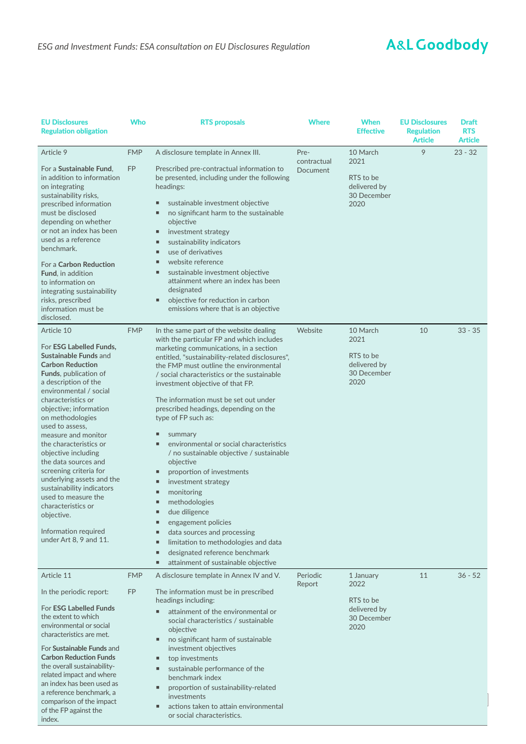| EU Disclosures Regulation obligation | Who | RTS proposals | Where | When Effective | EU Disclosures Regulation Article | Draft RTS Article |
|---|---|---|---|---|---|---|
| Article 9<br><br>For a **Sustainable Fund**, in addition to information on integrating sustainability risks, prescribed information must be disclosed depending on whether or not an index has been used as a reference benchmark.<br><br>For a **Carbon Reduction Fund**, in addition to information on integrating sustainability risks, prescribed information must be disclosed. | FMP<br><br>FP | A disclosure template in Annex III.<br><br>Prescribed pre-contractual information to be presented, including under the following headings:<br><br>▪ sustainable investment objective<br>▪ no significant harm to the sustainable objective<br>▪ investment strategy<br>▪ sustainability indicators<br>▪ use of derivatives<br>▪ website reference<br>▪ sustainable investment objective attainment where an index has been designated<br>▪ objective for reduction in carbon emissions where that is an objective | Pre-contractual Document | 10 March 2021<br><br>RTS to be delivered by 30 December 2020 | 9 | 23 - 32 |
| Article 10<br><br>For **ESG Labelled Funds, Sustainable Funds** and **Carbon Reduction Funds**, publication of a description of the environmental / social characteristics or objective; information on methodologies used to assess, measure and monitor the characteristics or objective including the data sources and screening criteria for underlying assets and the sustainability indicators used to measure the characteristics or objective.<br><br>Information required under Art 8, 9 and 11. | FMP | In the same part of the website dealing with the particular FP and which includes marketing communications, in a section entitled, "sustainability-related disclosures", the FMP must outline the environmental / social characteristics or the sustainable investment objective of that FP.<br><br>The information must be set out under prescribed headings, depending on the type of FP such as:<br><br>▪ summary<br>▪ environmental or social characteristics / no sustainable objective / sustainable objective<br>▪ proportion of investments<br>▪ investment strategy<br>▪ monitoring<br>▪ methodologies<br>▪ due diligence<br>▪ engagement policies<br>▪ data sources and processing<br>▪ limitation to methodologies and data<br>▪ designated reference benchmark<br>▪ attainment of sustainable objective | Website | 10 March 2021<br><br>RTS to be delivered by 30 December 2020 | 10 | 33 - 35 |
| Article 11<br><br>In the periodic report:<br><br>For **ESG Labelled Funds** the extent to which environmental or social characteristics are met.<br><br>For **Sustainable Funds** and **Carbon Reduction Funds** the overall sustainability-related impact and where an index has been used as a reference benchmark, a comparison of the impact of the FP against the index. | FMP<br><br>FP | A disclosure template in Annex IV and V.<br><br>The information must be in prescribed headings including:<br><br>▪ attainment of the environmental or social characteristics / sustainable objective<br>▪ no significant harm of sustainable investment objectives<br>▪ top investments<br>▪ sustainable performance of the benchmark index<br>▪ proportion of sustainability-related investments<br>▪ actions taken to attain environmental or social characteristics. | Periodic Report | 1 January 2022<br><br>RTS to be delivered by 30 December 2020 | 11 | 36 - 52 |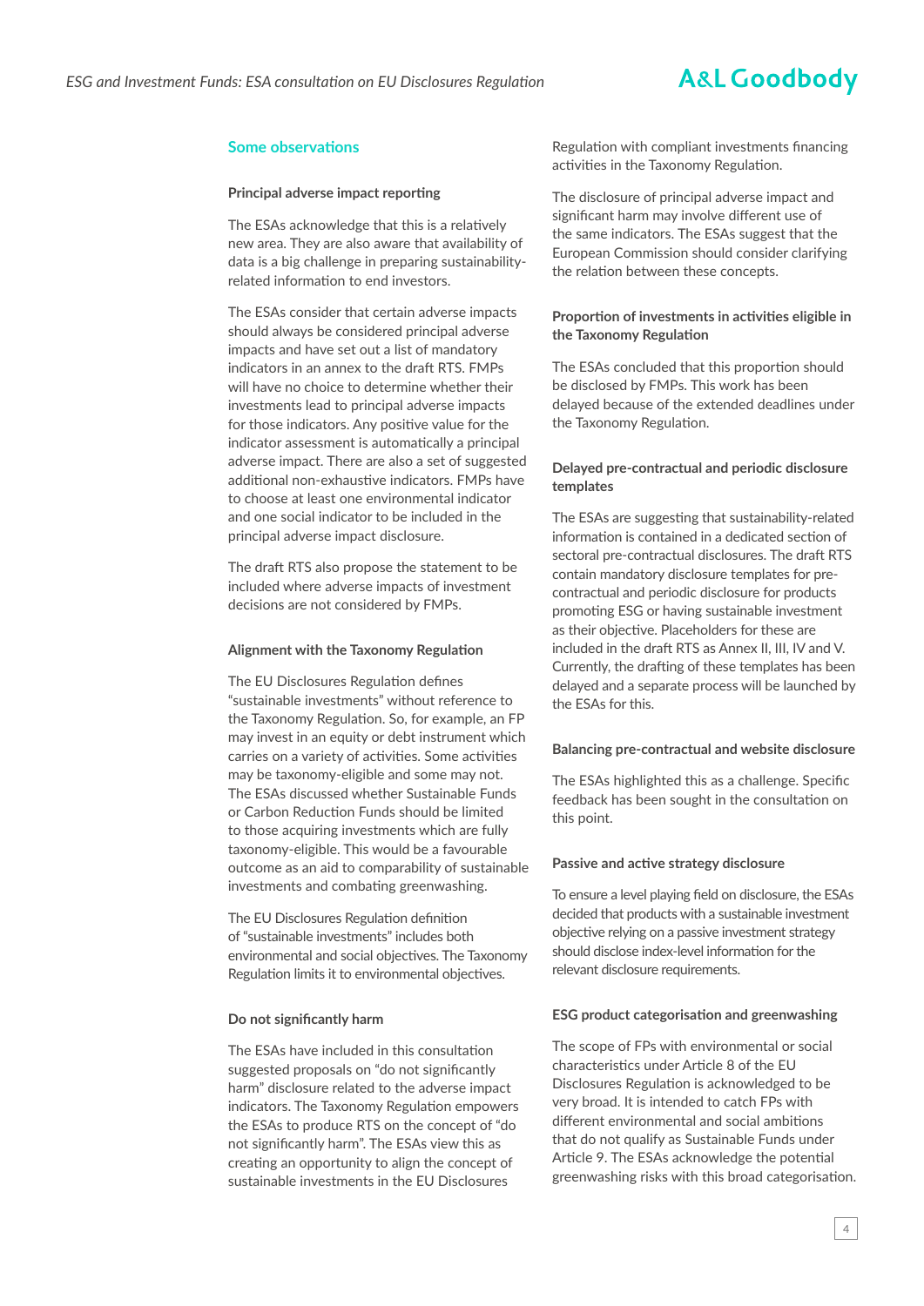## Some observations

### Principal adverse impact reporting

The ESAs acknowledge that this is a relatively new area. They are also aware that availability of data is a big challenge in preparing sustainability-related information to end investors.

The ESAs consider that certain adverse impacts should always be considered principal adverse impacts and have set out a list of mandatory indicators in an annex to the draft RTS. FMPs will have no choice to determine whether their investments lead to principal adverse impacts for those indicators. Any positive value for the indicator assessment is automatically a principal adverse impact. There are also a set of suggested additional non-exhaustive indicators. FMPs have to choose at least one environmental indicator and one social indicator to be included in the principal adverse impact disclosure.

The draft RTS also propose the statement to be included where adverse impacts of investment decisions are not considered by FMPs.

### Alignment with the Taxonomy Regulation

The EU Disclosures Regulation defines "sustainable investments" without reference to the Taxonomy Regulation. So, for example, an FP may invest in an equity or debt instrument which carries on a variety of activities. Some activities may be taxonomy-eligible and some may not. The ESAs discussed whether Sustainable Funds or Carbon Reduction Funds should be limited to those acquiring investments which are fully taxonomy-eligible. This would be a favourable outcome as an aid to comparability of sustainable investments and combating greenwashing.

The EU Disclosures Regulation definition of "sustainable investments" includes both environmental and social objectives. The Taxonomy Regulation limits it to environmental objectives.

### Do not significantly harm

The ESAs have included in this consultation suggested proposals on "do not significantly harm" disclosure related to the adverse impact indicators. The Taxonomy Regulation empowers the ESAs to produce RTS on the concept of "do not significantly harm". The ESAs view this as creating an opportunity to align the concept of sustainable investments in the EU Disclosures Regulation with compliant investments financing activities in the Taxonomy Regulation.

The disclosure of principal adverse impact and significant harm may involve different use of the same indicators. The ESAs suggest that the European Commission should consider clarifying the relation between these concepts.

### Proportion of investments in activities eligible in the Taxonomy Regulation

The ESAs concluded that this proportion should be disclosed by FMPs. This work has been delayed because of the extended deadlines under the Taxonomy Regulation.

### Delayed pre-contractual and periodic disclosure templates

The ESAs are suggesting that sustainability-related information is contained in a dedicated section of sectoral pre-contractual disclosures. The draft RTS contain mandatory disclosure templates for pre-contractual and periodic disclosure for products promoting ESG or having sustainable investment as their objective. Placeholders for these are included in the draft RTS as Annex II, III, IV and V. Currently, the drafting of these templates has been delayed and a separate process will be launched by the ESAs for this.

### Balancing pre-contractual and website disclosure

The ESAs highlighted this as a challenge. Specific feedback has been sought in the consultation on this point.

### Passive and active strategy disclosure

To ensure a level playing field on disclosure, the ESAs decided that products with a sustainable investment objective relying on a passive investment strategy should disclose index-level information for the relevant disclosure requirements.

### ESG product categorisation and greenwashing

The scope of FPs with environmental or social characteristics under Article 8 of the EU Disclosures Regulation is acknowledged to be very broad. It is intended to catch FPs with different environmental and social ambitions that do not qualify as Sustainable Funds under Article 9. The ESAs acknowledge the potential greenwashing risks with this broad categorisation.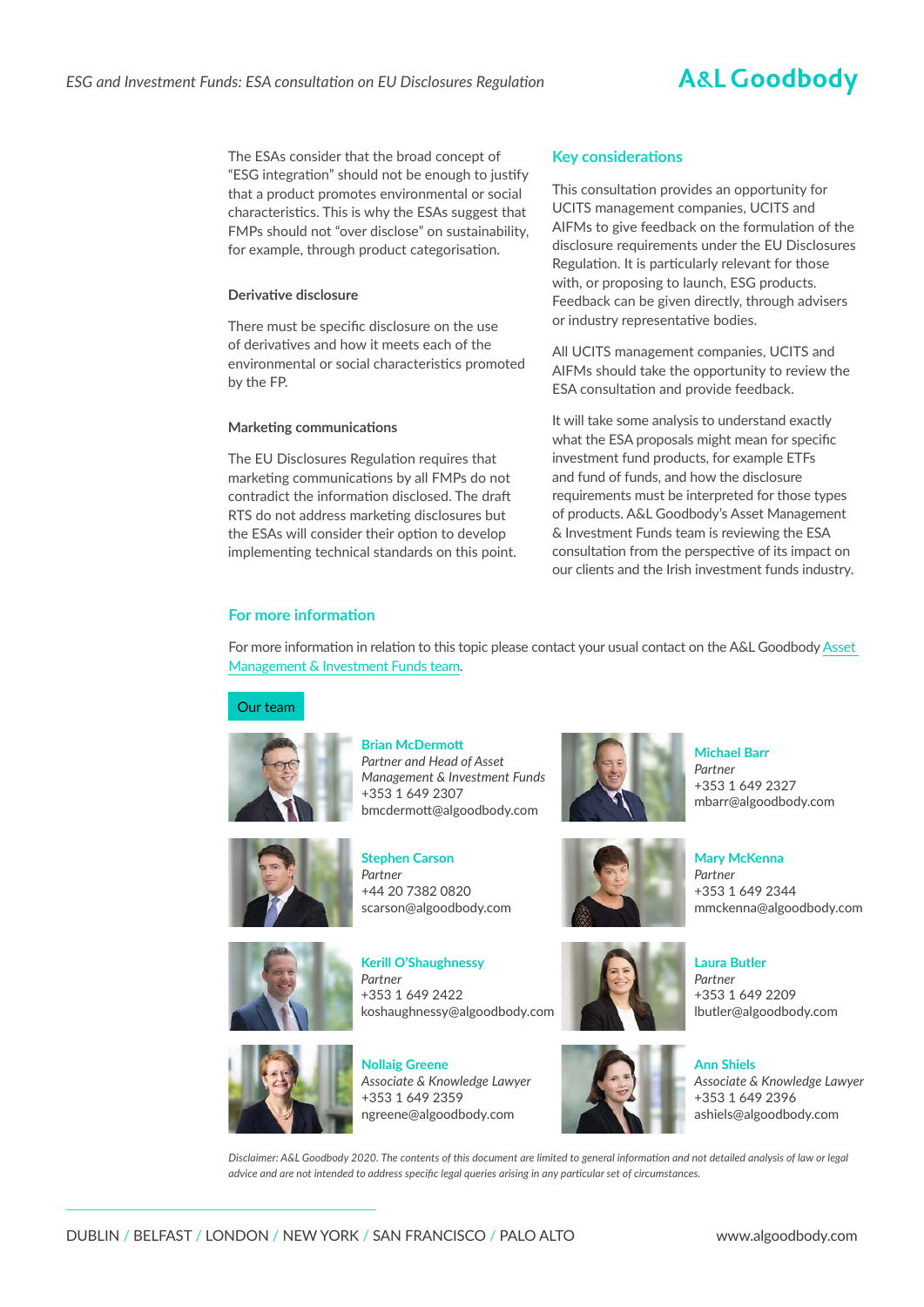The ESAs consider that the broad concept of "ESG integration" should not be enough to justify that a product promotes environmental or social characteristics. This is why the ESAs suggest that FMPs should not "over disclose" on sustainability, for example, through product categorisation.

### Derivative disclosure

There must be specific disclosure on the use of derivatives and how it meets each of the environmental or social characteristics promoted by the FP.

### Marketing communications

The EU Disclosures Regulation requires that marketing communications by all FMPs do not contradict the information disclosed. The draft RTS do not address marketing disclosures but the ESAs will consider their option to develop implementing technical standards on this point.

## Key considerations

This consultation provides an opportunity for UCITS management companies, UCITS and AIFMs to give feedback on the formulation of the disclosure requirements under the EU Disclosures Regulation. It is particularly relevant for those with, or proposing to launch, ESG products. Feedback can be given directly, through advisers or industry representative bodies.

All UCITS management companies, UCITS and AIFMs should take the opportunity to review the ESA consultation and provide feedback.

It will take some analysis to understand exactly what the ESA proposals might mean for specific investment fund products, for example ETFs and fund of funds, and how the disclosure requirements must be interpreted for those types of products. A&L Goodbody's Asset Management & Investment Funds team is reviewing the ESA consultation from the perspective of its impact on our clients and the Irish investment funds industry.

## For more information

For more information in relation to this topic please contact your usual contact on the A&L Goodbody Asset Management & Investment Funds team.

### Our team

**Brian McDermott**
*Partner and Head of Asset Management & Investment Funds*
+353 1 649 2307
bmcdermott@algoodbody.com

**Michael Barr**
*Partner*
+353 1 649 2327
mbarr@algoodbody.com

**Stephen Carson**
*Partner*
+44 20 7382 0820
scarson@algoodbody.com

**Mary McKenna**
*Partner*
+353 1 649 2344
mmckenna@algoodbody.com

**Kerill O'Shaughnessy**
*Partner*
+353 1 649 2422
koshaughnessy@algoodbody.com

**Laura Butler**
*Partner*
+353 1 649 2209
lbutler@algoodbody.com

**Nollaig Greene**
*Associate & Knowledge Lawyer*
+353 1 649 2359
ngreene@algoodbody.com

**Ann Shiels**
*Associate & Knowledge Lawyer*
+353 1 649 2396
ashiels@algoodbody.com

*Disclaimer: A&L Goodbody 2020. The contents of this document are limited to general information and not detailed analysis of law or legal advice and are not intended to address specific legal queries arising in any particular set of circumstances.*